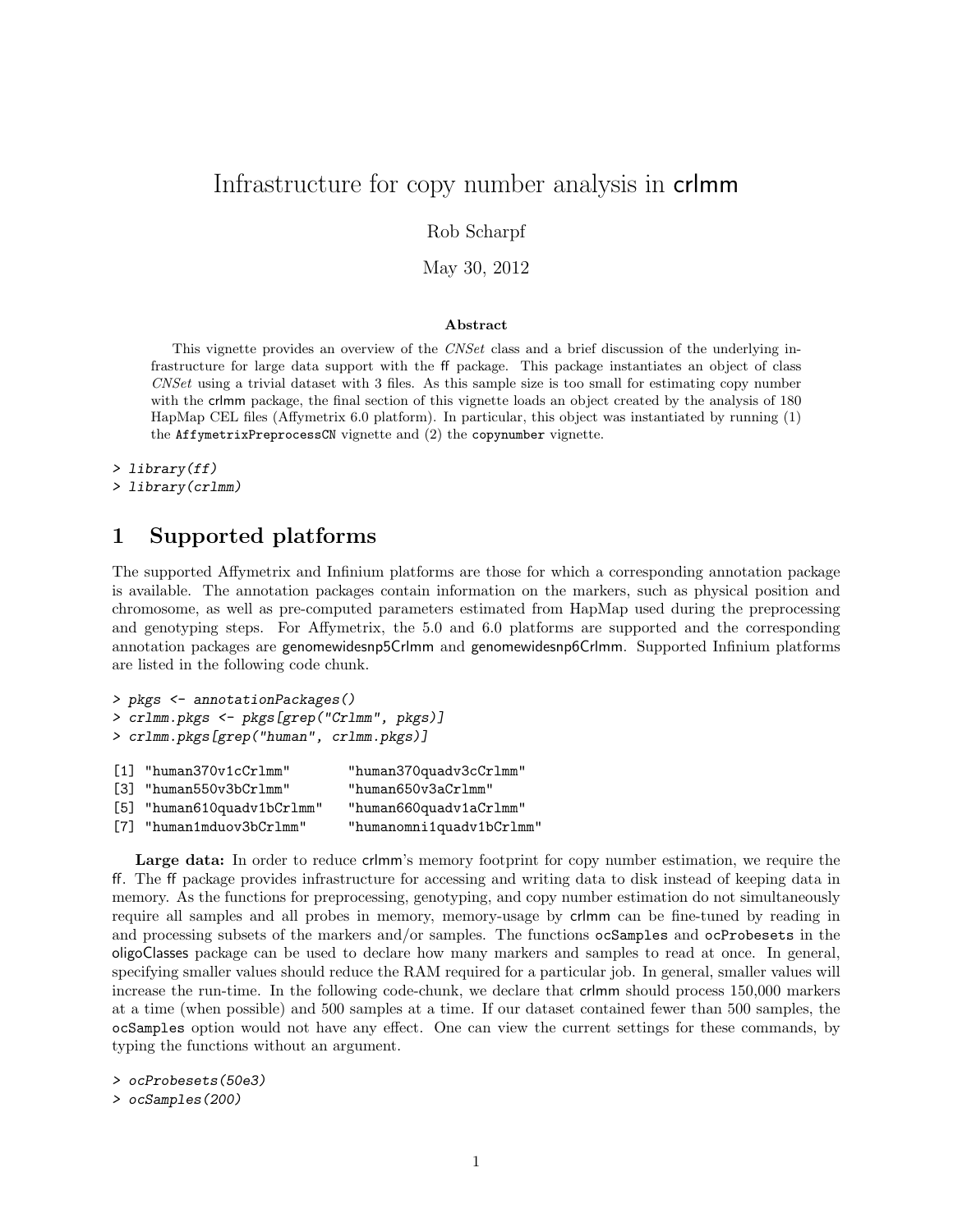// Infrastructure for copy number analysis in crlmm

Rob Scharpf

May 30, 2012

### Abstract

This vignette provides an overview of the *CNSet* class and a brief discussion of the underlying infrastructure for large data support with the ff package. This package instantiates an object of class *CNSet* using a trivial dataset with 3 files. As this sample size is too small for estimating copy number with the crlmm package, the final section of this vignette loads an object created by the analysis of 180 HapMap CEL files (Affymetrix 6.0 platform). In particular, this object was instantiated by running (1) the `AffymetrixPreprocessCN` vignette and (2) the `copynumber` vignette.

```
> library(ff)
> library(crlmm)
```

## 1 Supported platforms

The supported Affymetrix and Infinium platforms are those for which a corresponding annotation package is available. The annotation packages contain information on the markers, such as physical position and chromosome, as well as pre-computed parameters estimated from HapMap used during the preprocessing and genotyping steps. For Affymetrix, the 5.0 and 6.0 platforms are supported and the corresponding annotation packages are genomewidesnp5Crlmm and genomewidesnp6Crlmm. Supported Infinium platforms are listed in the following code chunk.

```
> pkgs <- annotationPackages()
> crlmm.pkgs <- pkgs[grep("Crlmm", pkgs)]
> crlmm.pkgs[grep("human", crlmm.pkgs)]

[1] "human370v1cCrlmm"        "human370quadv3cCrlmm"
[3] "human550v3bCrlmm"        "human650v3aCrlmm"
[5] "human610quadv1bCrlmm"    "human660quadv1aCrlmm"
[7] "human1mduov3bCrlmm"      "humanomni1quadv1bCrlmm"
```

**Large data:** In order to reduce crlmm's memory footprint for copy number estimation, we require the ff. The ff package provides infrastructure for accessing and writing data to disk instead of keeping data in memory. As the functions for preprocessing, genotyping, and copy number estimation do not simultaneously require all samples and all probes in memory, memory-usage by crlmm can be fine-tuned by reading in and processing subsets of the markers and/or samples. The functions ocSamples and ocProbesets in the oligoClasses package can be used to declare how many markers and samples to read at once. In general, specifying smaller values should reduce the RAM required for a particular job. In general, smaller values will increase the run-time. In the following code-chunk, we declare that crlmm should process 150,000 markers at a time (when possible) and 500 samples at a time. If our dataset contained fewer than 500 samples, the ocSamples option would not have any effect. One can view the current settings for these commands, by typing the functions without an argument.

```
> ocProbesets(50e3)
> ocSamples(200)
```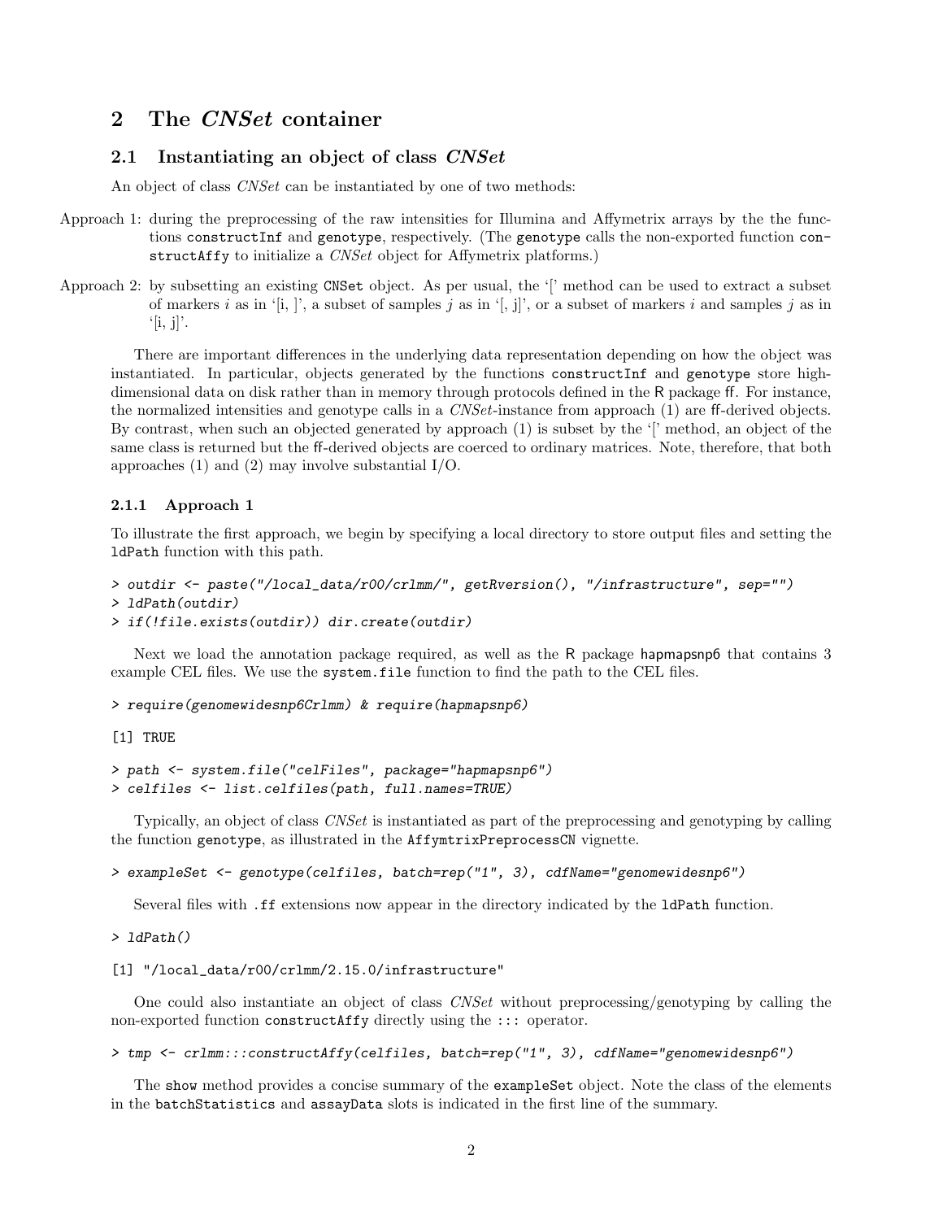## 2 The *CNSet* container

### 2.1 Instantiating an object of class *CNSet*

An object of class *CNSet* can be instantiated by one of two methods:

Approach 1: during the preprocessing of the raw intensities for Illumina and Affymetrix arrays by the the functions `constructInf` and `genotype`, respectively. (The `genotype` calls the non-exported function `constructAffy` to initialize a *CNSet* object for Affymetrix platforms.)

Approach 2: by subsetting an existing `CNSet` object. As per usual, the '[' method can be used to extract a subset of markers $i$ as in '[i, ]', a subset of samples $j$ as in '[, j]', or a subset of markers $i$ and samples $j$ as in '[i, j]'.

There are important differences in the underlying data representation depending on how the object was instantiated. In particular, objects generated by the functions `constructInf` and `genotype` store high-dimensional data on disk rather than in memory through protocols defined in the R package ff. For instance, the normalized intensities and genotype calls in a *CNSet*-instance from approach (1) are ff-derived objects. By contrast, when such an objected generated by approach (1) is subset by the '[' method, an object of the same class is returned but the ff-derived objects are coerced to ordinary matrices. Note, therefore, that both approaches (1) and (2) may involve substantial I/O.

#### 2.1.1 Approach 1

To illustrate the first approach, we begin by specifying a local directory to store output files and setting the `ldPath` function with this path.

```
> outdir <- paste("/local_data/r00/crlmm/", getRversion(), "/infrastructure", sep="")
> ldPath(outdir)
> if(!file.exists(outdir)) dir.create(outdir)
```

Next we load the annotation package required, as well as the R package hapmapsnp6 that contains 3 example CEL files. We use the `system.file` function to find the path to the CEL files.

```
> require(genomewidesnp6Crlmm) & require(hapmapsnp6)

[1] TRUE

> path <- system.file("celFiles", package="hapmapsnp6")
> celfiles <- list.celfiles(path, full.names=TRUE)
```

Typically, an object of class *CNSet* is instantiated as part of the preprocessing and genotyping by calling the function `genotype`, as illustrated in the `AffymtrixPreprocessCN` vignette.

```
> exampleSet <- genotype(celfiles, batch=rep("1", 3), cdfName="genomewidesnp6")
```

Several files with `.ff` extensions now appear in the directory indicated by the `ldPath` function.

```
> ldPath()

[1] "/local_data/r00/crlmm/2.15.0/infrastructure"
```

One could also instantiate an object of class *CNSet* without preprocessing/genotyping by calling the non-exported function `constructAffy` directly using the `:::` operator.

```
> tmp <- crlmm:::constructAffy(celfiles, batch=rep("1", 3), cdfName="genomewidesnp6")
```

The `show` method provides a concise summary of the `exampleSet` object. Note the class of the elements in the `batchStatistics` and `assayData` slots is indicated in the first line of the summary.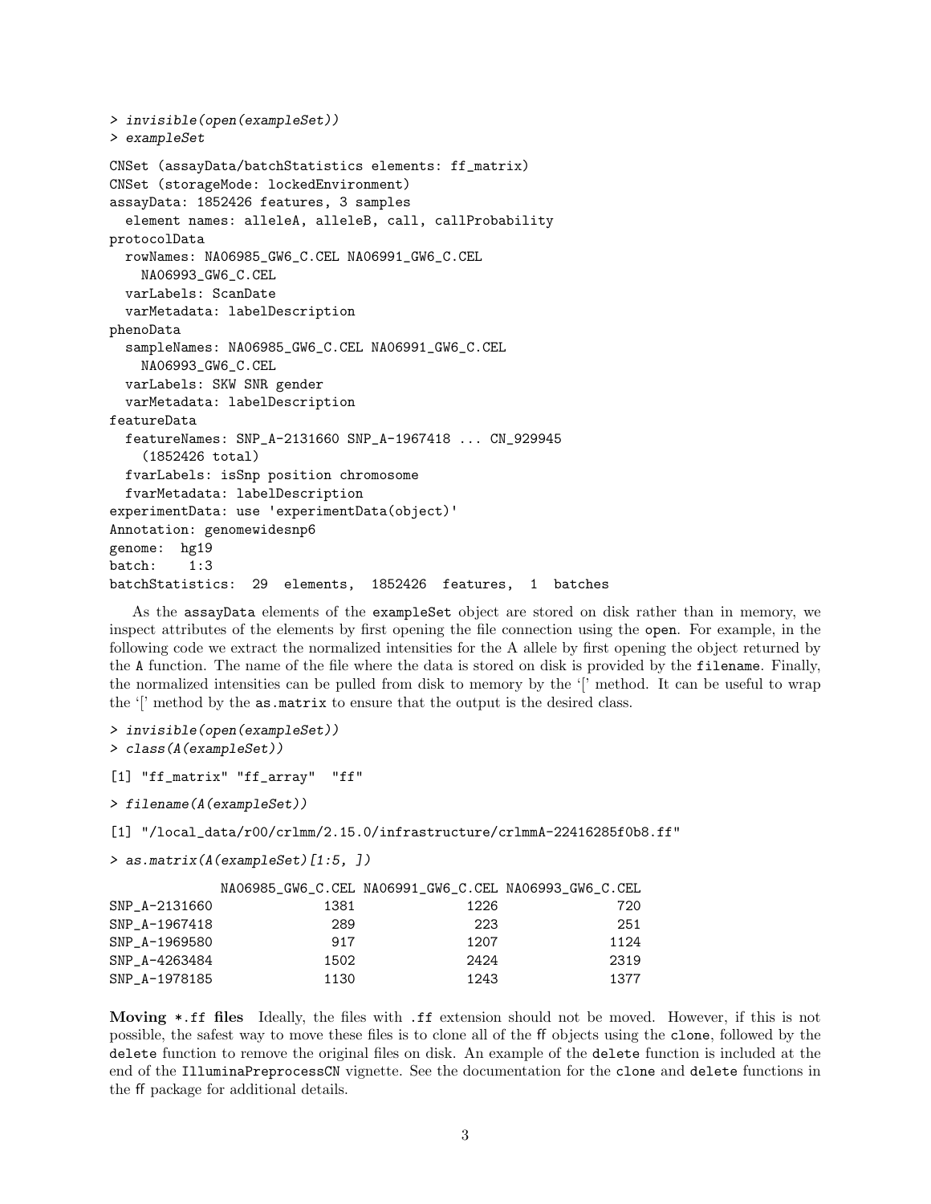```
> invisible(open(exampleSet))
> exampleSet

CNSet (assayData/batchStatistics elements: ff_matrix)
CNSet (storageMode: lockedEnvironment)
assayData: 1852426 features, 3 samples
  element names: alleleA, alleleB, call, callProbability
protocolData
  rowNames: NA06985_GW6_C.CEL NA06991_GW6_C.CEL
    NA06993_GW6_C.CEL
  varLabels: ScanDate
  varMetadata: labelDescription
phenoData
  sampleNames: NA06985_GW6_C.CEL NA06991_GW6_C.CEL
    NA06993_GW6_C.CEL
  varLabels: SKW SNR gender
  varMetadata: labelDescription
featureData
  featureNames: SNP_A-2131660 SNP_A-1967418 ... CN_929945
    (1852426 total)
  fvarLabels: isSnp position chromosome
  fvarMetadata: labelDescription
experimentData: use 'experimentData(object)'
Annotation: genomewidesnp6
genome:  hg19
batch:    1:3
batchStatistics:  29  elements,  1852426  features,  1  batches
```

As the assayData elements of the exampleSet object are stored on disk rather than in memory, we inspect attributes of the elements by first opening the file connection using the open. For example, in the following code we extract the normalized intensities for the A allele by first opening the object returned by the A function. The name of the file where the data is stored on disk is provided by the filename. Finally, the normalized intensities can be pulled from disk to memory by the '[' method. It can be useful to wrap the '[' method by the as.matrix to ensure that the output is the desired class.

```
> invisible(open(exampleSet))
> class(A(exampleSet))

[1] "ff_matrix" "ff_array"  "ff"

> filename(A(exampleSet))

[1] "/local_data/r00/crlmm/2.15.0/infrastructure/crlmmA-22416285f0b8.ff"

> as.matrix(A(exampleSet)[1:5, ])

              NA06985_GW6_C.CEL NA06991_GW6_C.CEL NA06993_GW6_C.CEL
SNP_A-2131660              1381              1226               720
SNP_A-1967418               289               223               251
SNP_A-1969580               917              1207              1124
SNP_A-4263484              1502              2424              2319
SNP_A-1978185              1130              1243              1377
```

**Moving *.ff files** Ideally, the files with .ff extension should not be moved. However, if this is not possible, the safest way to move these files is to clone all of the ff objects using the clone, followed by the delete function to remove the original files on disk. An example of the delete function is included at the end of the IlluminaPreprocessCN vignette. See the documentation for the clone and delete functions in the ff package for additional details.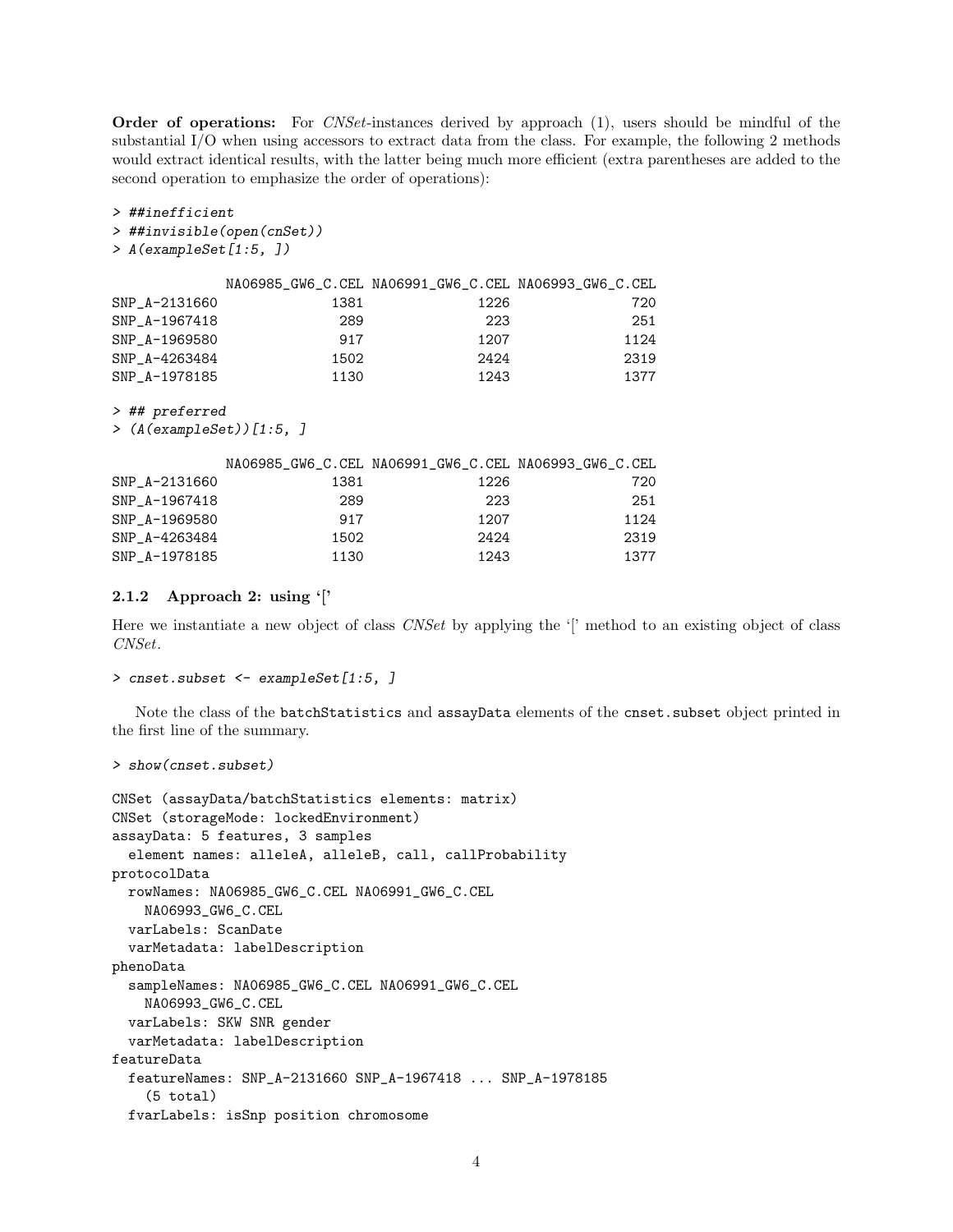**Order of operations:** For *CNSet*-instances derived by approach (1), users should be mindful of the substantial I/O when using accessors to extract data from the class. For example, the following 2 methods would extract identical results, with the latter being much more efficient (extra parentheses are added to the second operation to emphasize the order of operations):

```
> ##inefficient
> ##invisible(open(cnSet))
> A(exampleSet[1:5, ])

             NA06985_GW6_C.CEL NA06991_GW6_C.CEL NA06993_GW6_C.CEL
SNP_A-2131660              1381              1226               720
SNP_A-1967418               289               223               251
SNP_A-1969580               917              1207              1124
SNP_A-4263484              1502              2424              2319
SNP_A-1978185              1130              1243              1377

> ## preferred
> (A(exampleSet))[1:5, ]

             NA06985_GW6_C.CEL NA06991_GW6_C.CEL NA06993_GW6_C.CEL
SNP_A-2131660              1381              1226               720
SNP_A-1967418               289               223               251
SNP_A-1969580               917              1207              1124
SNP_A-4263484              1502              2424              2319
SNP_A-1978185              1130              1243              1377
```

### 2.1.2 Approach 2: using '['

Here we instantiate a new object of class *CNSet* by applying the '[' method to an existing object of class *CNSet*.

```
> cnset.subset <- exampleSet[1:5, ]
```

Note the class of the `batchStatistics` and `assayData` elements of the `cnset.subset` object printed in the first line of the summary.

```
> show(cnset.subset)

CNSet (assayData/batchStatistics elements: matrix)
CNSet (storageMode: lockedEnvironment)
assayData: 5 features, 3 samples
  element names: alleleA, alleleB, call, callProbability
protocolData
  rowNames: NA06985_GW6_C.CEL NA06991_GW6_C.CEL
    NA06993_GW6_C.CEL
  varLabels: ScanDate
  varMetadata: labelDescription
phenoData
  sampleNames: NA06985_GW6_C.CEL NA06991_GW6_C.CEL
    NA06993_GW6_C.CEL
  varLabels: SKW SNR gender
  varMetadata: labelDescription
featureData
  featureNames: SNP_A-2131660 SNP_A-1967418 ... SNP_A-1978185
    (5 total)
  fvarLabels: isSnp position chromosome
```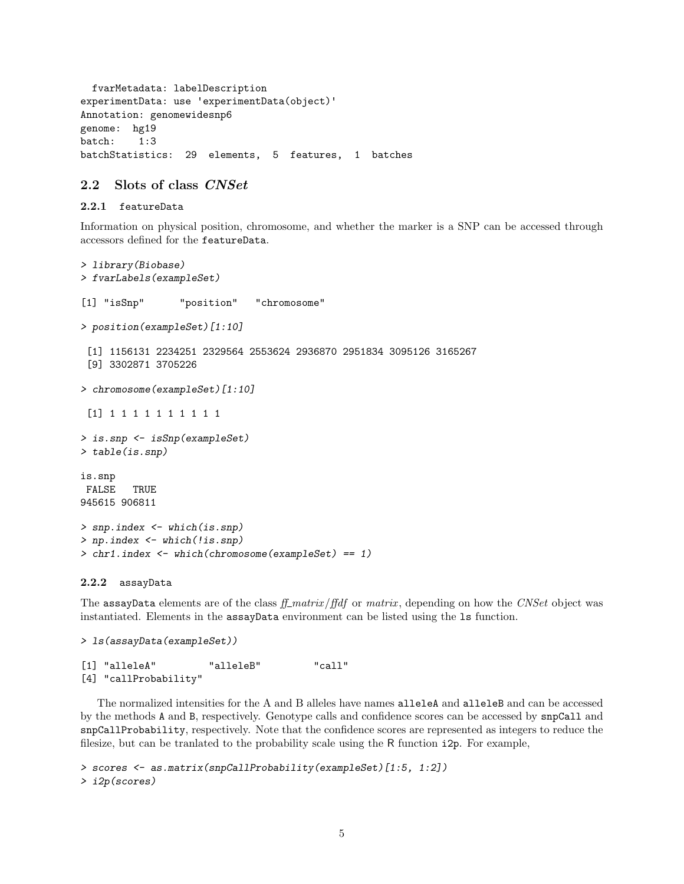```
  fvarMetadata: labelDescription
experimentData: use 'experimentData(object)'
Annotation: genomewidesnp6
genome:  hg19
batch:    1:3
batchStatistics:  29  elements,  5  features,  1  batches
```

## 2.2 Slots of class *CNSet*

### 2.2.1 featureData

Information on physical position, chromosome, and whether the marker is a SNP can be accessed through accessors defined for the featureData.

```
> library(Biobase)
> fvarLabels(exampleSet)

[1] "isSnp"      "position"   "chromosome"

> position(exampleSet)[1:10]

 [1] 1156131 2234251 2329564 2553624 2936870 2951834 3095126 3165267
 [9] 3302871 3705226

> chromosome(exampleSet)[1:10]

 [1] 1 1 1 1 1 1 1 1 1 1

> is.snp <- isSnp(exampleSet)
> table(is.snp)

is.snp
 FALSE   TRUE
945615 906811

> snp.index <- which(is.snp)
> np.index <- which(!is.snp)
> chr1.index <- which(chromosome(exampleSet) == 1)
```

### 2.2.2 assayData

The assayData elements are of the class *ff_matrix/ffdf* or *matrix*, depending on how the *CNSet* object was instantiated. Elements in the assayData environment can be listed using the ls function.

```
> ls(assayData(exampleSet))

[1] "alleleA"         "alleleB"         "call"
[4] "callProbability"
```

The normalized intensities for the A and B alleles have names alleleA and alleleB and can be accessed by the methods A and B, respectively. Genotype calls and confidence scores can be accessed by snpCall and snpCallProbability, respectively. Note that the confidence scores are represented as integers to reduce the filesize, but can be tranlated to the probability scale using the R function i2p. For example,

```
> scores <- as.matrix(snpCallProbability(exampleSet)[1:5, 1:2])
> i2p(scores)
```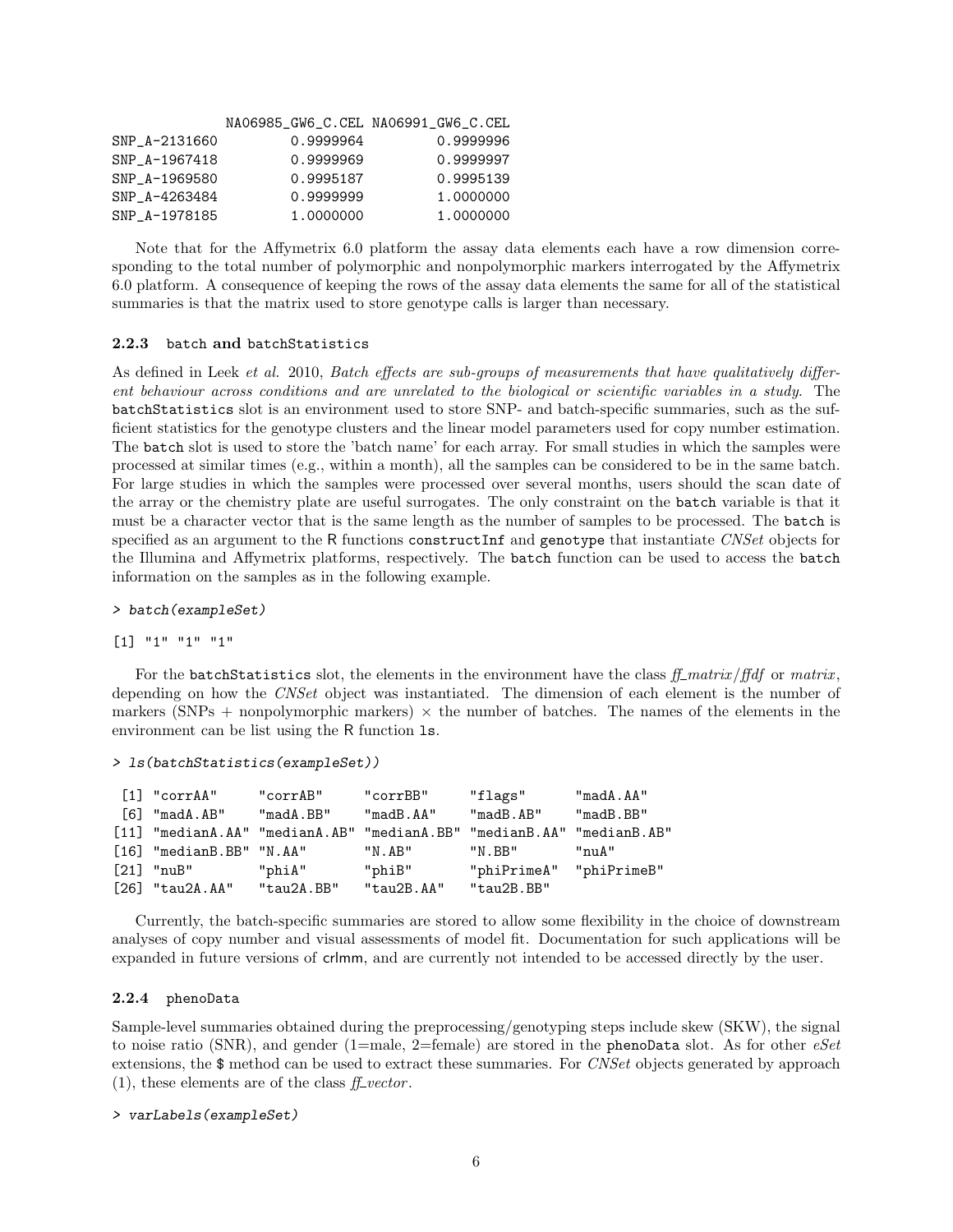```
             NA06985_GW6_C.CEL NA06991_GW6_C.CEL
SNP_A-2131660         0.9999964         0.9999996
SNP_A-1967418         0.9999969         0.9999997
SNP_A-1969580         0.9995187         0.9995139
SNP_A-4263484         0.9999999         1.0000000
SNP_A-1978185         1.0000000         1.0000000
```

Note that for the Affymetrix 6.0 platform the assay data elements each have a row dimension corresponding to the total number of polymorphic and nonpolymorphic markers interrogated by the Affymetrix 6.0 platform. A consequence of keeping the rows of the assay data elements the same for all of the statistical summaries is that the matrix used to store genotype calls is larger than necessary.

### 2.2.3 batch and batchStatistics

As defined in Leek *et al.* 2010, *Batch effects are sub-groups of measurements that have qualitatively different behaviour across conditions and are unrelated to the biological or scientific variables in a study.* The batchStatistics slot is an environment used to store SNP- and batch-specific summaries, such as the sufficient statistics for the genotype clusters and the linear model parameters used for copy number estimation. The batch slot is used to store the 'batch name' for each array. For small studies in which the samples were processed at similar times (e.g., within a month), all the samples can be considered to be in the same batch. For large studies in which the samples were processed over several months, users should the scan date of the array or the chemistry plate are useful surrogates. The only constraint on the batch variable is that it must be a character vector that is the same length as the number of samples to be processed. The batch is specified as an argument to the R functions constructInf and genotype that instantiate *CNSet* objects for the Illumina and Affymetrix platforms, respectively. The batch function can be used to access the batch information on the samples as in the following example.

```
> batch(exampleSet)
```

```
[1] "1" "1" "1"
```

For the batchStatistics slot, the elements in the environment have the class *ff_matrix/ffdf* or *matrix*, depending on how the *CNSet* object was instantiated. The dimension of each element is the number of markers (SNPs + nonpolymorphic markers) × the number of batches. The names of the elements in the environment can be list using the R function ls.

```
> ls(batchStatistics(exampleSet))
```

```
 [1] "corrAA"      "corrAB"      "corrBB"      "flags"       "madA.AA"
 [6] "madA.AB"     "madA.BB"     "madB.AA"     "madB.AB"     "madB.BB"
[11] "medianA.AA"  "medianA.AB"  "medianA.BB"  "medianB.AA"  "medianB.AB"
[16] "medianB.BB"  "N.AA"        "N.AB"        "N.BB"        "nuA"
[21] "nuB"         "phiA"        "phiB"        "phiPrimeA"   "phiPrimeB"
[26] "tau2A.AA"    "tau2A.BB"    "tau2B.AA"    "tau2B.BB"
```

Currently, the batch-specific summaries are stored to allow some flexibility in the choice of downstream analyses of copy number and visual assessments of model fit. Documentation for such applications will be expanded in future versions of crlmm, and are currently not intended to be accessed directly by the user.

### 2.2.4 phenoData

Sample-level summaries obtained during the preprocessing/genotyping steps include skew (SKW), the signal to noise ratio (SNR), and gender (1=male, 2=female) are stored in the phenoData slot. As for other *eSet* extensions, the $ method can be used to extract these summaries. For *CNSet* objects generated by approach (1), these elements are of the class *ff_vector*.

```
> varLabels(exampleSet)
```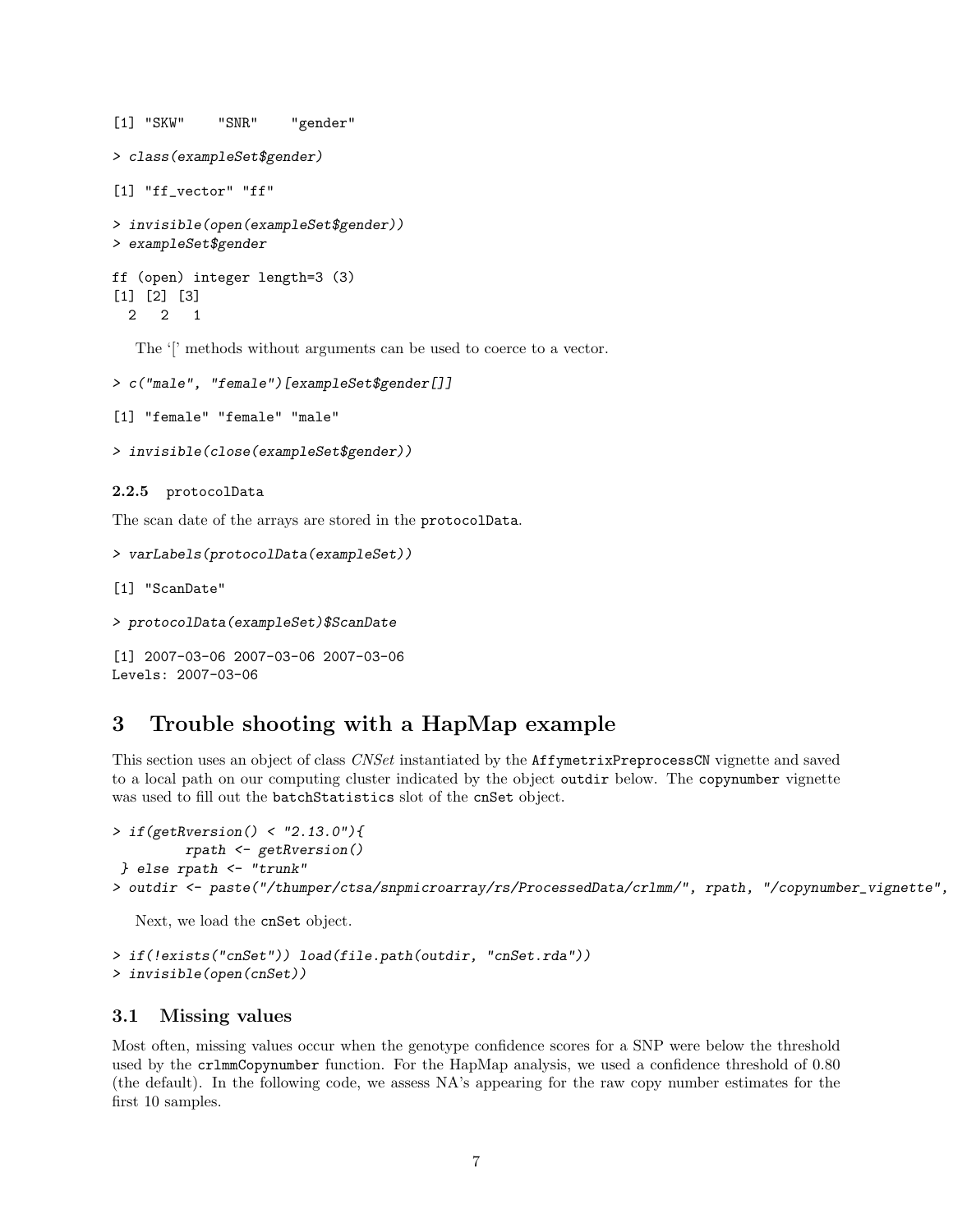```
[1] "SKW"    "SNR"    "gender"
```

```
> class(exampleSet$gender)
```

```
[1] "ff_vector" "ff"
```

```
> invisible(open(exampleSet$gender))
> exampleSet$gender
```

```
ff (open) integer length=3 (3)
[1] [2] [3]
  2   2   1
```

The '[' methods without arguments can be used to coerce to a vector.

```
> c("male", "female")[exampleSet$gender[]]
```

```
[1] "female" "female" "male"
```

```
> invisible(close(exampleSet$gender))
```

#### 2.2.5 protocolData

The scan date of the arrays are stored in the protocolData.

```
> varLabels(protocolData(exampleSet))
```

```
[1] "ScanDate"
```

```
> protocolData(exampleSet)$ScanDate
```

```
[1] 2007-03-06 2007-03-06 2007-03-06
Levels: 2007-03-06
```

## 3 Trouble shooting with a HapMap example

This section uses an object of class *CNSet* instantiated by the AffymetrixPreprocessCN vignette and saved to a local path on our computing cluster indicated by the object outdir below. The copynumber vignette was used to fill out the batchStatistics slot of the cnSet object.

```
> if(getRversion() < "2.13.0"){
         rpath <- getRversion()
 } else rpath <- "trunk"
> outdir <- paste("/thumper/ctsa/snpmicroarray/rs/ProcessedData/crlmm/", rpath, "/copynumber_vignette",
```

Next, we load the cnSet object.

```
> if(!exists("cnSet")) load(file.path(outdir, "cnSet.rda"))
> invisible(open(cnSet))
```

### 3.1 Missing values

Most often, missing values occur when the genotype confidence scores for a SNP were below the threshold used by the crlmmCopynumber function. For the HapMap analysis, we used a confidence threshold of 0.80 (the default). In the following code, we assess NA's appearing for the raw copy number estimates for the first 10 samples.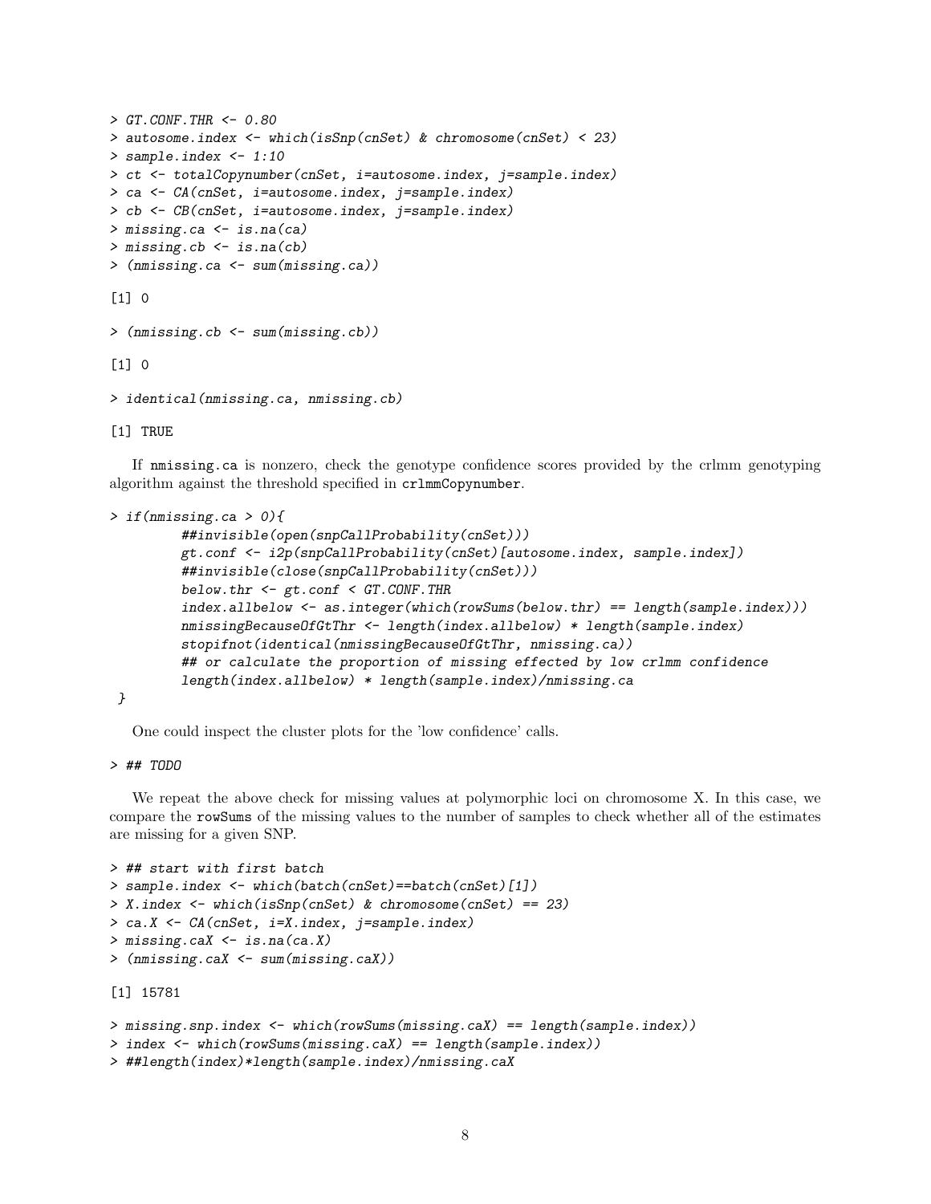```
> GT.CONF.THR <- 0.80
> autosome.index <- which(isSnp(cnSet) & chromosome(cnSet) < 23)
> sample.index <- 1:10
> ct <- totalCopynumber(cnSet, i=autosome.index, j=sample.index)
> ca <- CA(cnSet, i=autosome.index, j=sample.index)
> cb <- CB(cnSet, i=autosome.index, j=sample.index)
> missing.ca <- is.na(ca)
> missing.cb <- is.na(cb)
> (nmissing.ca <- sum(missing.ca))

[1] 0

> (nmissing.cb <- sum(missing.cb))

[1] 0

> identical(nmissing.ca, nmissing.cb)

[1] TRUE
```

If `nmissing.ca` is nonzero, check the genotype confidence scores provided by the crlmm genotyping algorithm against the threshold specified in `crlmmCopynumber`.

```
> if(nmissing.ca > 0){
         ##invisible(open(snpCallProbability(cnSet)))
         gt.conf <- i2p(snpCallProbability(cnSet)[autosome.index, sample.index])
         ##invisible(close(snpCallProbability(cnSet)))
         below.thr <- gt.conf < GT.CONF.THR
         index.allbelow <- as.integer(which(rowSums(below.thr) == length(sample.index)))
         nmissingBecauseOfGtThr <- length(index.allbelow) * length(sample.index)
         stopifnot(identical(nmissingBecauseOfGtThr, nmissing.ca))
         ## or calculate the proportion of missing effected by low crlmm confidence
         length(index.allbelow) * length(sample.index)/nmissing.ca
 }
```

One could inspect the cluster plots for the 'low confidence' calls.

```
> ## TODO
```

We repeat the above check for missing values at polymorphic loci on chromosome X. In this case, we compare the `rowSums` of the missing values to the number of samples to check whether all of the estimates are missing for a given SNP.

```
> ## start with first batch
> sample.index <- which(batch(cnSet)==batch(cnSet)[1])
> X.index <- which(isSnp(cnSet) & chromosome(cnSet) == 23)
> ca.X <- CA(cnSet, i=X.index, j=sample.index)
> missing.caX <- is.na(ca.X)
> (nmissing.caX <- sum(missing.caX))

[1] 15781

> missing.snp.index <- which(rowSums(missing.caX) == length(sample.index))
> index <- which(rowSums(missing.caX) == length(sample.index))
> ##length(index)*length(sample.index)/nmissing.caX
```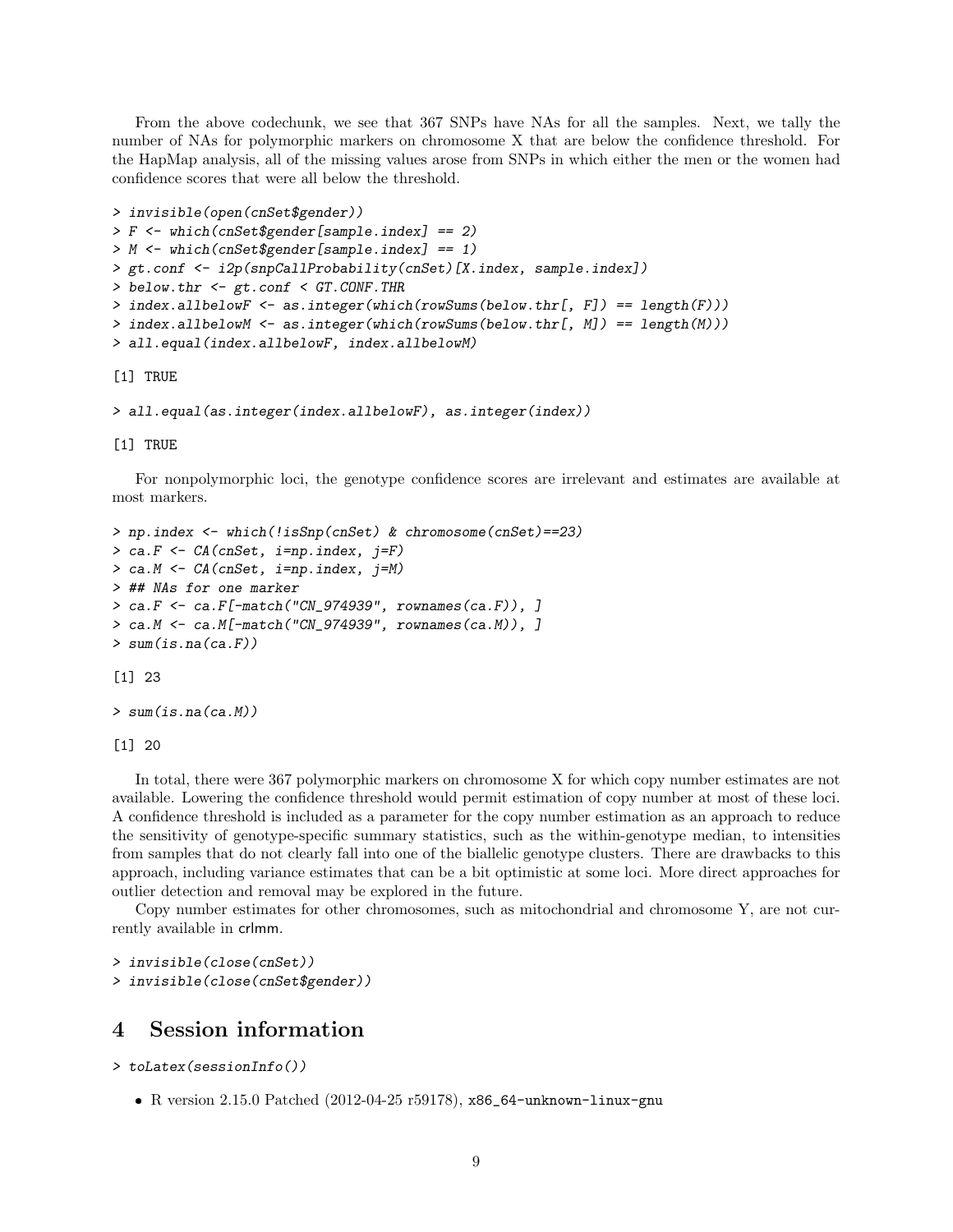From the above codechunk, we see that 367 SNPs have NAs for all the samples. Next, we tally the number of NAs for polymorphic markers on chromosome X that are below the confidence threshold. For the HapMap analysis, all of the missing values arose from SNPs in which either the men or the women had confidence scores that were all below the threshold.

```
> invisible(open(cnSet$gender))
> F <- which(cnSet$gender[sample.index] == 2)
> M <- which(cnSet$gender[sample.index] == 1)
> gt.conf <- i2p(snpCallProbability(cnSet)[X.index, sample.index])
> below.thr <- gt.conf < GT.CONF.THR
> index.allbelowF <- as.integer(which(rowSums(below.thr[, F]) == length(F)))
> index.allbelowM <- as.integer(which(rowSums(below.thr[, M]) == length(M)))
> all.equal(index.allbelowF, index.allbelowM)

[1] TRUE

> all.equal(as.integer(index.allbelowF), as.integer(index))

[1] TRUE
```

For nonpolymorphic loci, the genotype confidence scores are irrelevant and estimates are available at most markers.

```
> np.index <- which(!isSnp(cnSet) & chromosome(cnSet)==23)
> ca.F <- CA(cnSet, i=np.index, j=F)
> ca.M <- CA(cnSet, i=np.index, j=M)
> ## NAs for one marker
> ca.F <- ca.F[-match("CN_974939", rownames(ca.F)), ]
> ca.M <- ca.M[-match("CN_974939", rownames(ca.M)), ]
> sum(is.na(ca.F))

[1] 23

> sum(is.na(ca.M))

[1] 20
```

In total, there were 367 polymorphic markers on chromosome X for which copy number estimates are not available. Lowering the confidence threshold would permit estimation of copy number at most of these loci. A confidence threshold is included as a parameter for the copy number estimation as an approach to reduce the sensitivity of genotype-specific summary statistics, such as the within-genotype median, to intensities from samples that do not clearly fall into one of the biallelic genotype clusters. There are drawbacks to this approach, including variance estimates that can be a bit optimistic at some loci. More direct approaches for outlier detection and removal may be explored in the future.

Copy number estimates for other chromosomes, such as mitochondrial and chromosome Y, are not currently available in crlmm.

```
> invisible(close(cnSet))
> invisible(close(cnSet$gender))
```

# 4 Session information

```
> toLatex(sessionInfo())
```

- R version 2.15.0 Patched (2012-04-25 r59178), `x86_64-unknown-linux-gnu`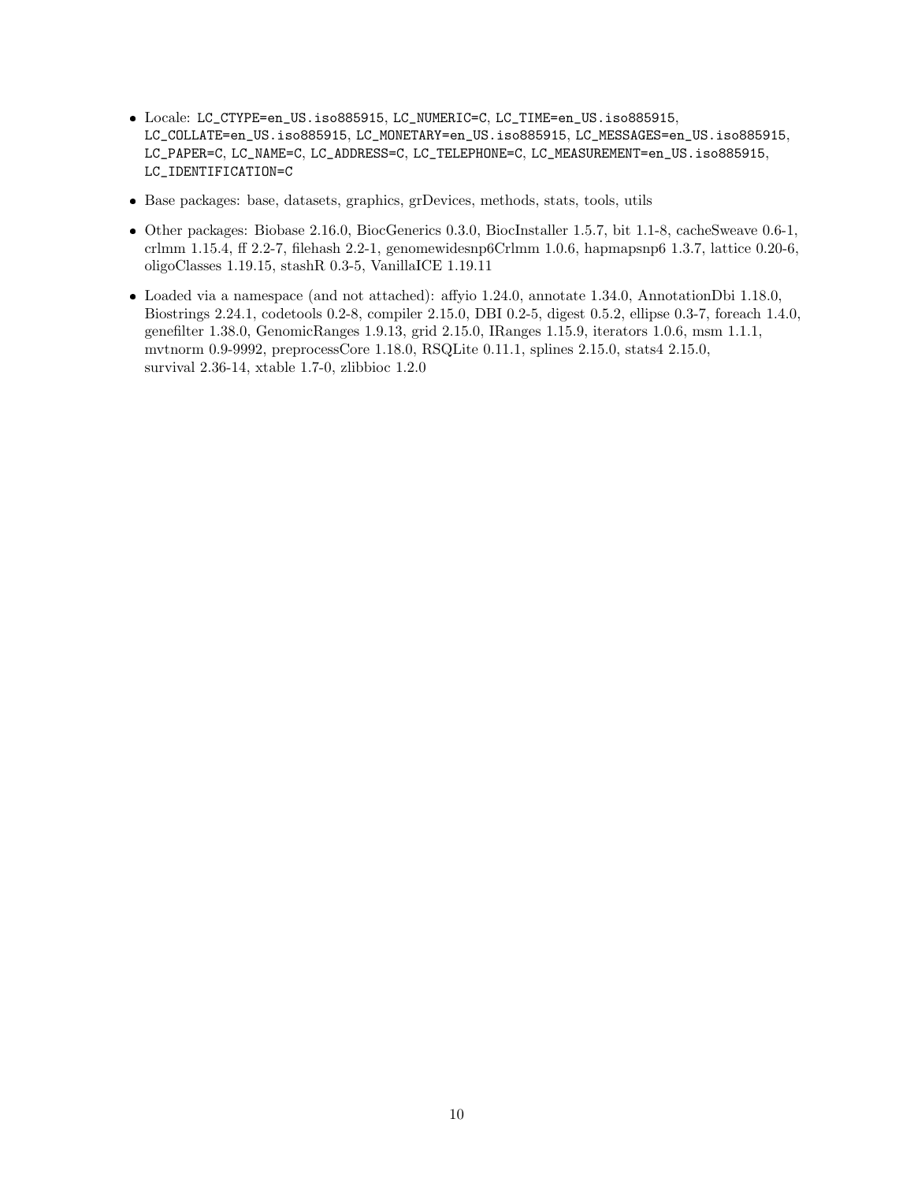- Locale: `LC_CTYPE=en_US.iso885915`, `LC_NUMERIC=C`, `LC_TIME=en_US.iso885915`, `LC_COLLATE=en_US.iso885915`, `LC_MONETARY=en_US.iso885915`, `LC_MESSAGES=en_US.iso885915`, `LC_PAPER=C`, `LC_NAME=C`, `LC_ADDRESS=C`, `LC_TELEPHONE=C`, `LC_MEASUREMENT=en_US.iso885915`, `LC_IDENTIFICATION=C`
- Base packages: base, datasets, graphics, grDevices, methods, stats, tools, utils
- Other packages: Biobase 2.16.0, BiocGenerics 0.3.0, BiocInstaller 1.5.7, bit 1.1-8, cacheSweave 0.6-1, crlmm 1.15.4, ff 2.2-7, filehash 2.2-1, genomewidesnp6Crlmm 1.0.6, hapmapsnp6 1.3.7, lattice 0.20-6, oligoClasses 1.19.15, stashR 0.3-5, VanillaICE 1.19.11
- Loaded via a namespace (and not attached): affyio 1.24.0, annotate 1.34.0, AnnotationDbi 1.18.0, Biostrings 2.24.1, codetools 0.2-8, compiler 2.15.0, DBI 0.2-5, digest 0.5.2, ellipse 0.3-7, foreach 1.4.0, genefilter 1.38.0, GenomicRanges 1.9.13, grid 2.15.0, IRanges 1.15.9, iterators 1.0.6, msm 1.1.1, mvtnorm 0.9-9992, preprocessCore 1.18.0, RSQLite 0.11.1, splines 2.15.0, stats4 2.15.0, survival 2.36-14, xtable 1.7-0, zlibbioc 1.2.0